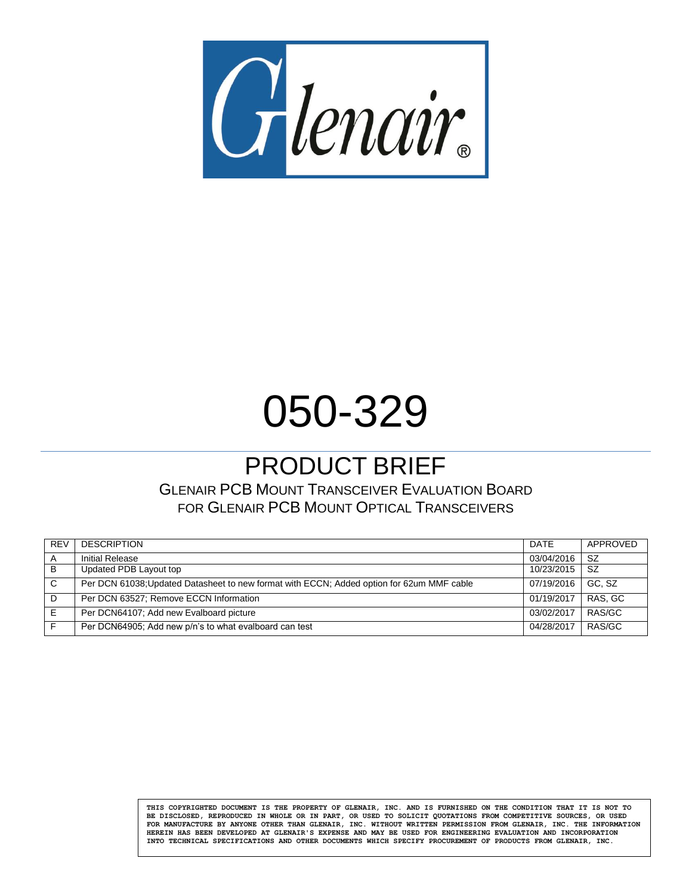Glenair®

# 050-329

## PRODUCT BRIEF

GLENAIR PCB MOUNT TRANSCEIVER EVALUATION BOARD
FOR GLENAIR PCB MOUNT OPTICAL TRANSCEIVERS

| REV | DESCRIPTION | DATE | APPROVED |
|---|---|---|---|
| A | Initial Release | 03/04/2016 | SZ |
| B | Updated PDB Layout top | 10/23/2015 | SZ |
| C | Per DCN 61038;Updated Datasheet to new format with ECCN; Added option for 62um MMF cable | 07/19/2016 | GC, SZ |
| D | Per DCN 63527; Remove ECCN Information | 01/19/2017 | RAS, GC |
| E | Per DCN64107; Add new Evalboard picture | 03/02/2017 | RAS/GC |
| F | Per DCN64905; Add new p/n's to what evalboard can test | 04/28/2017 | RAS/GC |

THIS COPYRIGHTED DOCUMENT IS THE PROPERTY OF GLENAIR, INC. AND IS FURNISHED ON THE CONDITION THAT IT IS NOT TO BE DISCLOSED, REPRODUCED IN WHOLE OR IN PART, OR USED TO SOLICIT QUOTATIONS FROM COMPETITIVE SOURCES, OR USED FOR MANUFACTURE BY ANYONE OTHER THAN GLENAIR, INC. WITHOUT WRITTEN PERMISSION FROM GLENAIR, INC. THE INFORMATION HEREIN HAS BEEN DEVELOPED AT GLENAIR'S EXPENSE AND MAY BE USED FOR ENGINEERING EVALUATION AND INCORPORATION INTO TECHNICAL SPECIFICATIONS AND OTHER DOCUMENTS WHICH SPECIFY PROCUREMENT OF PRODUCTS FROM GLENAIR, INC.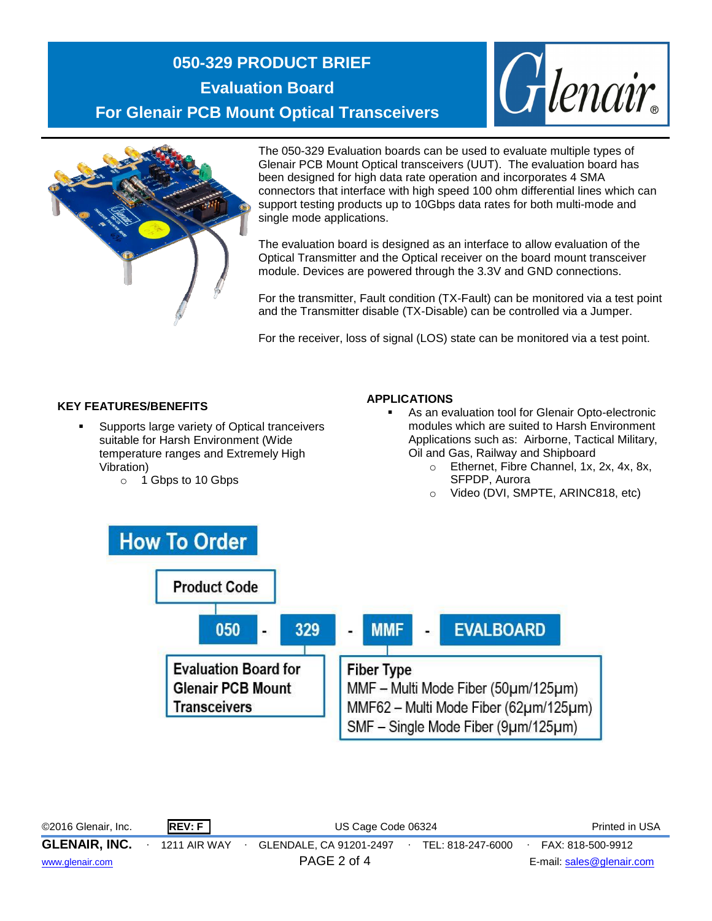# 050-329 PRODUCT BRIEF

## Evaluation Board

## For Glenair PCB Mount Optical Transceivers

The 050-329 Evaluation boards can be used to evaluate multiple types of Glenair PCB Mount Optical transceivers (UUT). The evaluation board has been designed for high data rate operation and incorporates 4 SMA connectors that interface with high speed 100 ohm differential lines which can support testing products up to 10Gbps data rates for both multi-mode and single mode applications.

The evaluation board is designed as an interface to allow evaluation of the Optical Transmitter and the Optical receiver on the board mount transceiver module. Devices are powered through the 3.3V and GND connections.

For the transmitter, Fault condition (TX-Fault) can be monitored via a test point and the Transmitter disable (TX-Disable) can be controlled via a Jumper.

For the receiver, loss of signal (LOS) state can be monitored via a test point.

### KEY FEATURES/BENEFITS

- Supports large variety of Optical tranceivers suitable for Harsh Environment (Wide temperature ranges and Extremely High Vibration)
  - 1 Gbps to 10 Gbps

### APPLICATIONS

- As an evaluation tool for Glenair Opto-electronic modules which are suited to Harsh Environment Applications such as: Airborne, Tactical Military, Oil and Gas, Railway and Shipboard
  - Ethernet, Fibre Channel, 1x, 2x, 4x, 8x, SFPDP, Aurora
  - Video (DVI, SMPTE, ARINC818, etc)

## How To Order

**Product Code**

050 - 329 - MMF - EVALBOARD

**050-329:** Evaluation Board for Glenair PCB Mount Transceivers

**Fiber Type**
- MMF – Multi Mode Fiber (50µm/125µm)
- MMF62 – Multi Mode Fiber (62µm/125µm)
- SMF – Single Mode Fiber (9µm/125µm)

©2016 Glenair, Inc. REV: F US Cage Code 06324 Printed in USA

GLENAIR, INC. · 1211 AIR WAY · GLENDALE, CA 91201-2497 · TEL: 818-247-6000 · FAX: 818-500-9912

www.glenair.com E-mail: sales@glenair.com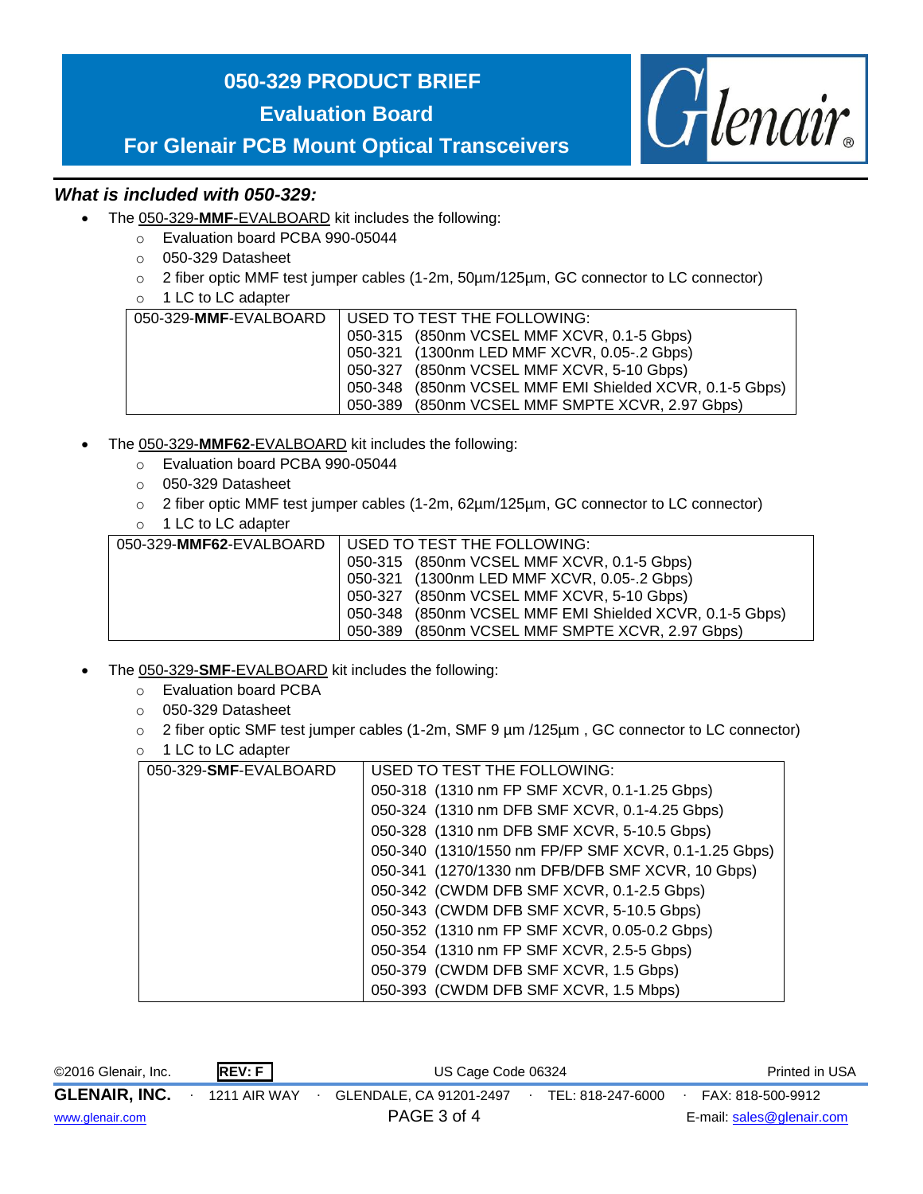# 050-329 PRODUCT BRIEF

## Evaluation Board

## For Glenair PCB Mount Optical Transceivers

### *What is included with 050-329:*

- The 050-329-**MMF**-EVALBOARD kit includes the following:
  - Evaluation board PCBA 990-05044
  - 050-329 Datasheet
  - 2 fiber optic MMF test jumper cables (1-2m, 50µm/125µm, GC connector to LC connector)
  - 1 LC to LC adapter

| 050-329-**MMF**-EVALBOARD | USED TO TEST THE FOLLOWING:<br>050-315 (850nm VCSEL MMF XCVR, 0.1-5 Gbps)<br>050-321 (1300nm LED MMF XCVR, 0.05-.2 Gbps)<br>050-327 (850nm VCSEL MMF XCVR, 5-10 Gbps)<br>050-348 (850nm VCSEL MMF EMI Shielded XCVR, 0.1-5 Gbps)<br>050-389 (850nm VCSEL MMF SMPTE XCVR, 2.97 Gbps) |
|---|---|

- The 050-329-**MMF62**-EVALBOARD kit includes the following:
  - Evaluation board PCBA 990-05044
  - 050-329 Datasheet
  - 2 fiber optic MMF test jumper cables (1-2m, 62µm/125µm, GC connector to LC connector)
  - 1 LC to LC adapter

| 050-329-**MMF62**-EVALBOARD | USED TO TEST THE FOLLOWING:<br>050-315 (850nm VCSEL MMF XCVR, 0.1-5 Gbps)<br>050-321 (1300nm LED MMF XCVR, 0.05-.2 Gbps)<br>050-327 (850nm VCSEL MMF XCVR, 5-10 Gbps)<br>050-348 (850nm VCSEL MMF EMI Shielded XCVR, 0.1-5 Gbps)<br>050-389 (850nm VCSEL MMF SMPTE XCVR, 2.97 Gbps) |
|---|---|

- The 050-329-**SMF**-EVALBOARD kit includes the following:
  - Evaluation board PCBA
  - 050-329 Datasheet
  - 2 fiber optic SMF test jumper cables (1-2m, SMF 9 µm /125µm , GC connector to LC connector)
  - 1 LC to LC adapter

| 050-329-**SMF**-EVALBOARD | USED TO TEST THE FOLLOWING:<br>050-318 (1310 nm FP SMF XCVR, 0.1-1.25 Gbps)<br>050-324 (1310 nm DFB SMF XCVR, 0.1-4.25 Gbps)<br>050-328 (1310 nm DFB SMF XCVR, 5-10.5 Gbps)<br>050-340 (1310/1550 nm FP/FP SMF XCVR, 0.1-1.25 Gbps)<br>050-341 (1270/1330 nm DFB/DFB SMF XCVR, 10 Gbps)<br>050-342 (CWDM DFB SMF XCVR, 0.1-2.5 Gbps)<br>050-343 (CWDM DFB SMF XCVR, 5-10.5 Gbps)<br>050-352 (1310 nm FP SMF XCVR, 0.05-0.2 Gbps)<br>050-354 (1310 nm FP SMF XCVR, 2.5-5 Gbps)<br>050-379 (CWDM DFB SMF XCVR, 1.5 Gbps)<br>050-393 (CWDM DFB SMF XCVR, 1.5 Mbps) |
|---|---|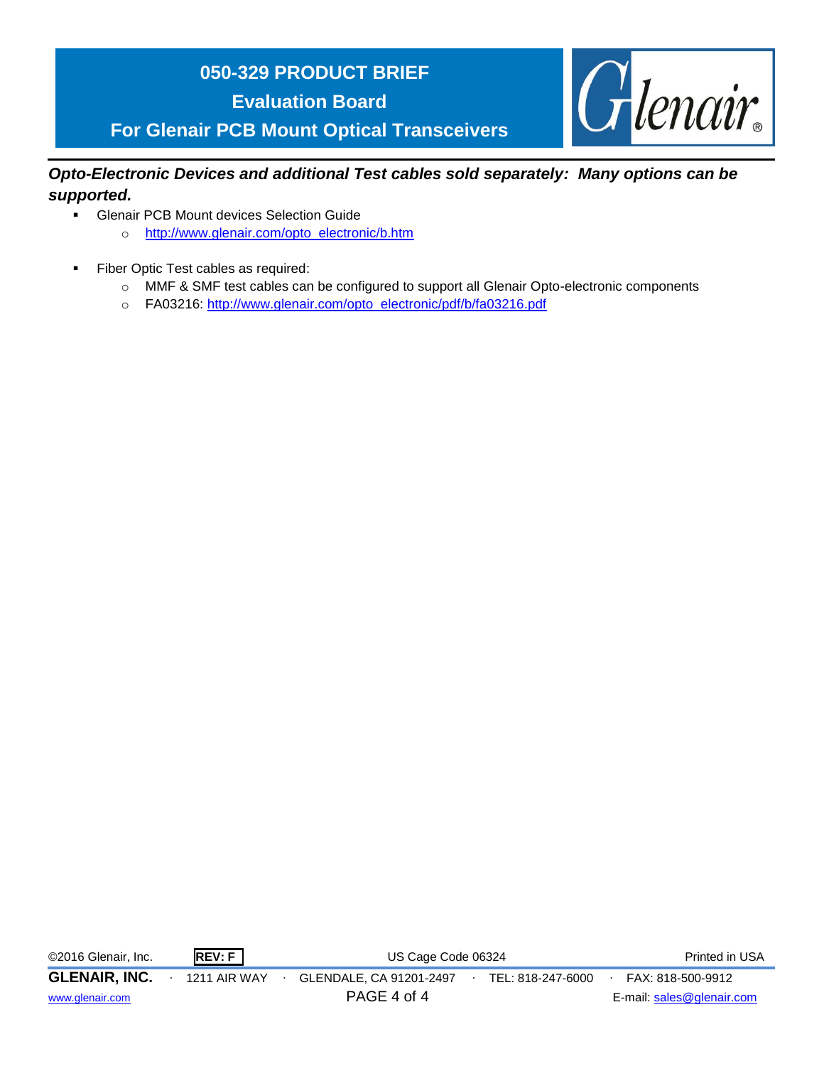***Opto-Electronic Devices and additional Test cables sold separately: Many options can be supported.***

- Glenair PCB Mount devices Selection Guide
  - http://www.glenair.com/opto_electronic/b.htm

- Fiber Optic Test cables as required:
  - MMF & SMF test cables can be configured to support all Glenair Opto-electronic components
  - FA03216: http://www.glenair.com/opto_electronic/pdf/b/fa03216.pdf